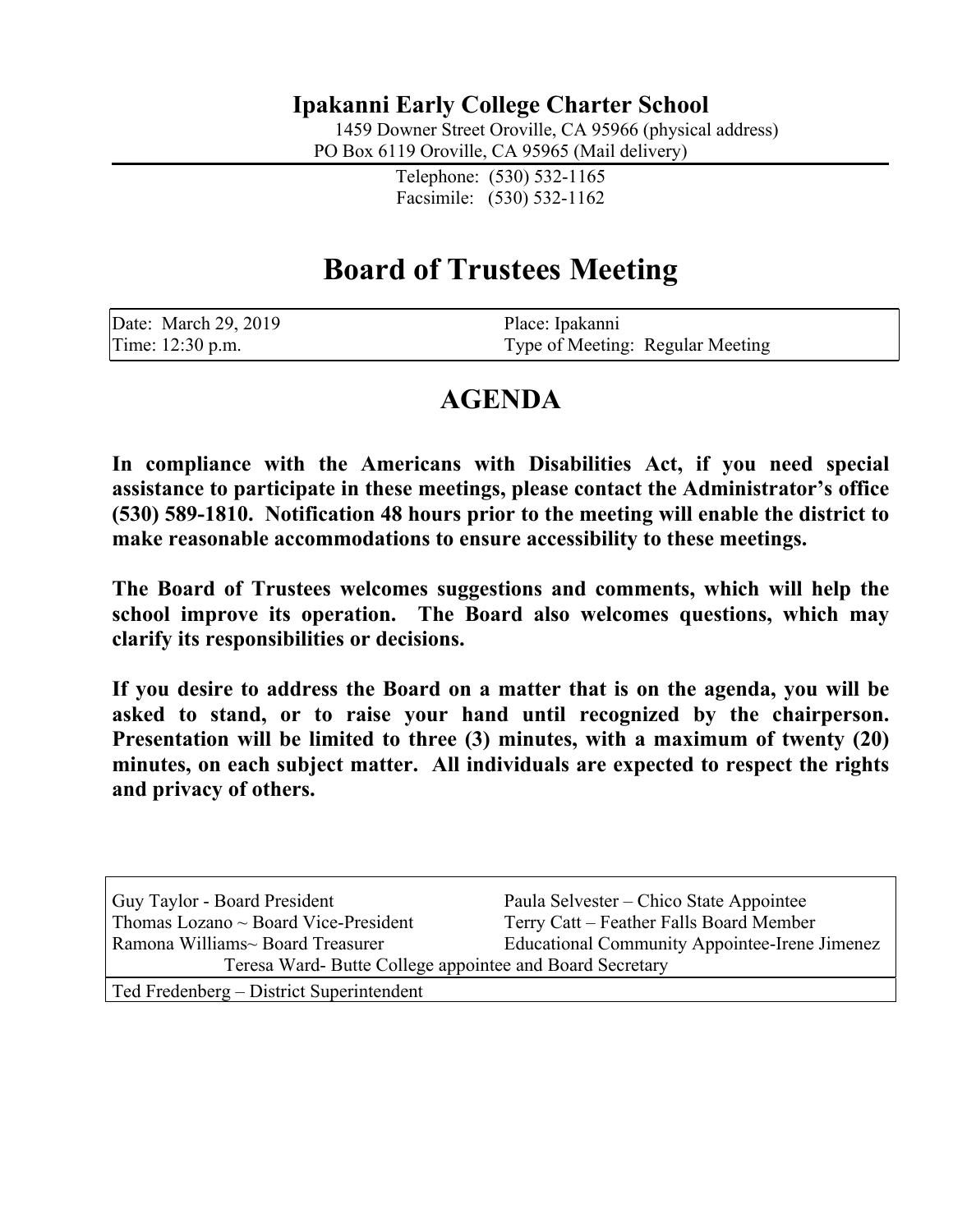# Ipakanni Early College Charter School

1459 Downer Street Oroville, CA 95966 (physical address)
PO Box 6119 Oroville, CA 95965 (Mail delivery)

Telephone: (530) 532-1165
Facsimile: (530) 532-1162

# Board of Trustees Meeting

| Date: March 29, 2019 | Place: Ipakanni |
|---|---|
| Time: 12:30 p.m. | Type of Meeting: Regular Meeting |

## AGENDA

**In compliance with the Americans with Disabilities Act, if you need special assistance to participate in these meetings, please contact the Administrator's office (530) 589-1810. Notification 48 hours prior to the meeting will enable the district to make reasonable accommodations to ensure accessibility to these meetings.**

**The Board of Trustees welcomes suggestions and comments, which will help the school improve its operation. The Board also welcomes questions, which may clarify its responsibilities or decisions.**

**If you desire to address the Board on a matter that is on the agenda, you will be asked to stand, or to raise your hand until recognized by the chairperson. Presentation will be limited to three (3) minutes, with a maximum of twenty (20) minutes, on each subject matter. All individuals are expected to respect the rights and privacy of others.**

| Guy Taylor - Board President | Paula Selvester – Chico State Appointee |
|---|---|
| Thomas Lozano ~ Board Vice-President | Terry Catt – Feather Falls Board Member |
| Ramona Williams~ Board Treasurer | Educational Community Appointee-Irene Jimenez |
| Teresa Ward- Butte College appointee and Board Secretary | |
| Ted Fredenberg – District Superintendent | |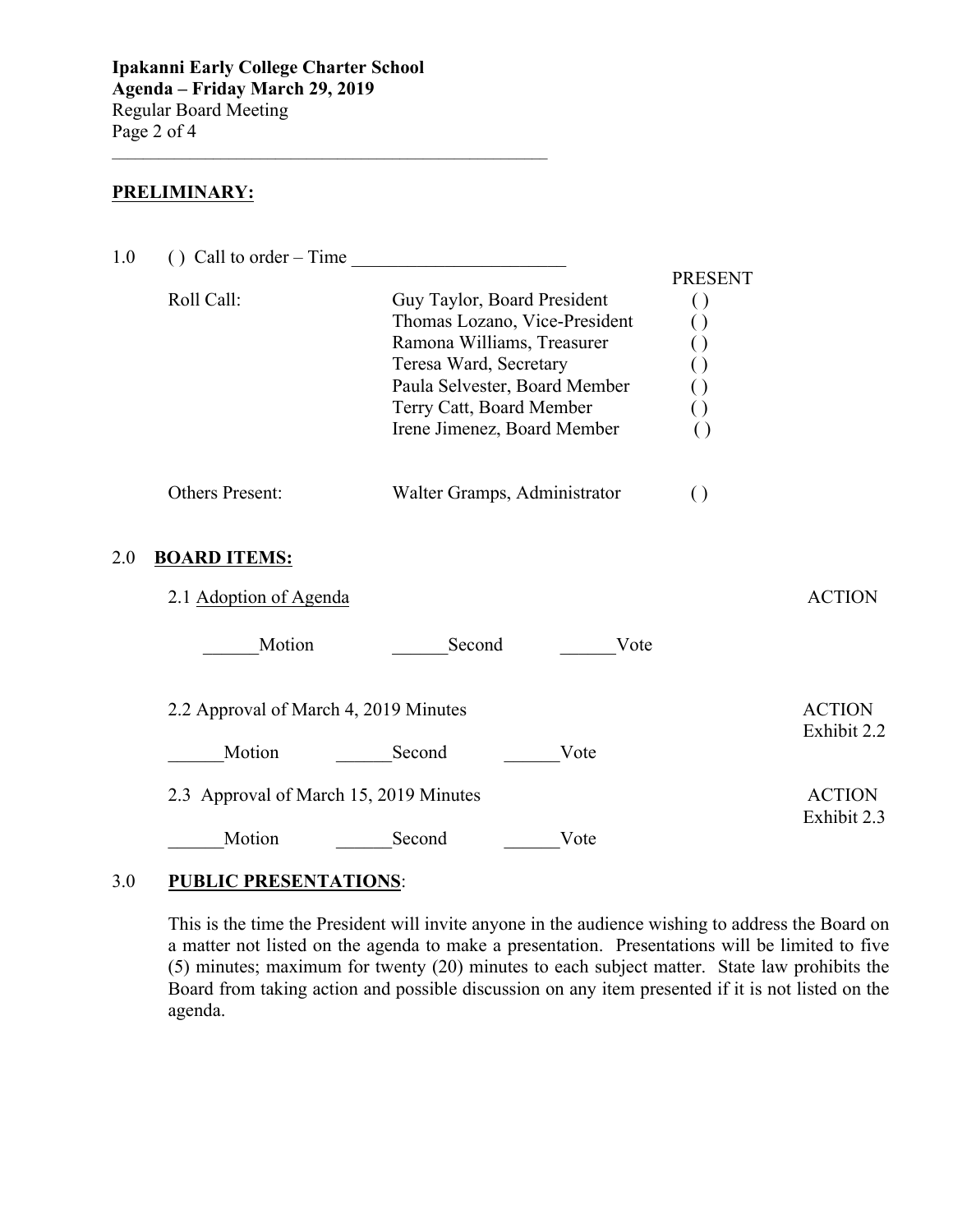**PRELIMINARY:**

1.0 ( ) Call to order – Time ________________________

| Roll Call: | | PRESENT |
|---|---|---|
| | Guy Taylor, Board President | ( ) |
| | Thomas Lozano, Vice-President | ( ) |
| | Ramona Williams, Treasurer | ( ) |
| | Teresa Ward, Secretary | ( ) |
| | Paula Selvester, Board Member | ( ) |
| | Terry Catt, Board Member | ( ) |
| | Irene Jimenez, Board Member | ( ) |
| Others Present: | Walter Gramps, Administrator | ( ) |

2.0 **BOARD ITEMS:**

2.1 Adoption of Agenda — ACTION

______Motion ______Second ______Vote

2.2 Approval of March 4, 2019 Minutes — ACTION Exhibit 2.2

______Motion ______Second ______Vote

2.3 Approval of March 15, 2019 Minutes — ACTION Exhibit 2.3

______Motion ______Second ______Vote

3.0 **PUBLIC PRESENTATIONS**:

This is the time the President will invite anyone in the audience wishing to address the Board on a matter not listed on the agenda to make a presentation. Presentations will be limited to five (5) minutes; maximum for twenty (20) minutes to each subject matter. State law prohibits the Board from taking action and possible discussion on any item presented if it is not listed on the agenda.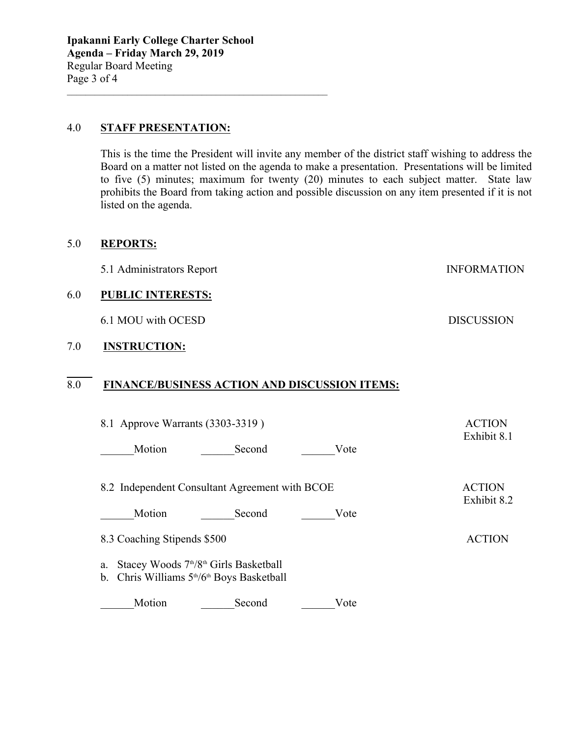## 4.0 STAFF PRESENTATION:

This is the time the President will invite any member of the district staff wishing to address the Board on a matter not listed on the agenda to make a presentation. Presentations will be limited to five (5) minutes; maximum for twenty (20) minutes to each subject matter. State law prohibits the Board from taking action and possible discussion on any item presented if it is not listed on the agenda.

## 5.0 REPORTS:

5.1 Administrators Report — INFORMATION

## 6.0 PUBLIC INTERESTS:

6.1 MOU with OCESD — DISCUSSION

## 7.0 INSTRUCTION:

## 8.0 FINANCE/BUSINESS ACTION AND DISCUSSION ITEMS:

8.1 Approve Warrants (3303-3319 ) — ACTION, Exhibit 8.1

______Motion ______Second ______Vote

8.2 Independent Consultant Agreement with BCOE — ACTION, Exhibit 8.2

______Motion ______Second ______Vote

8.3 Coaching Stipends $500 — ACTION

a. Stacey Woods 7th/8th Girls Basketball
b. Chris Williams 5th/6th Boys Basketball

______Motion ______Second ______Vote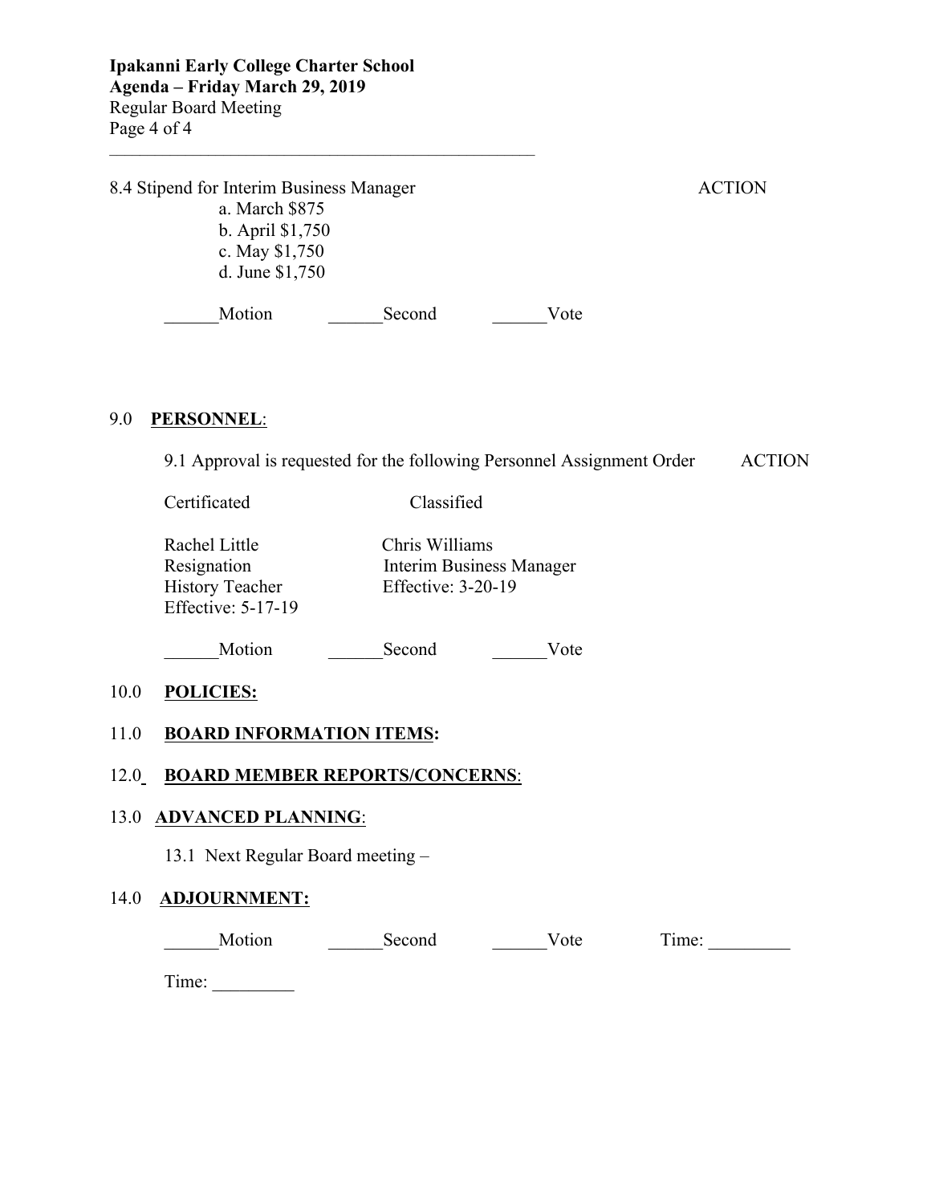8.4 Stipend for Interim Business Manager ACTION

a. March $875
b. April $1,750
c. May $1,750
d. June $1,750

______Motion ______Second ______Vote

9.0 **PERSONNEL**:

9.1 Approval is requested for the following Personnel Assignment Order ACTION

| Certificated | Classified |
|---|---|
| Rachel Little | Chris Williams |
| Resignation | Interim Business Manager |
| History Teacher | Effective: 3-20-19 |
| Effective: 5-17-19 | |

______Motion ______Second ______Vote

10.0 **POLICIES:**

11.0 **BOARD INFORMATION ITEMS:**

12.0 **BOARD MEMBER REPORTS/CONCERNS**:

13.0 **ADVANCED PLANNING**:

13.1 Next Regular Board meeting –

14.0 **ADJOURNMENT:**

______Motion ______Second ______Vote Time: _________

Time: _________